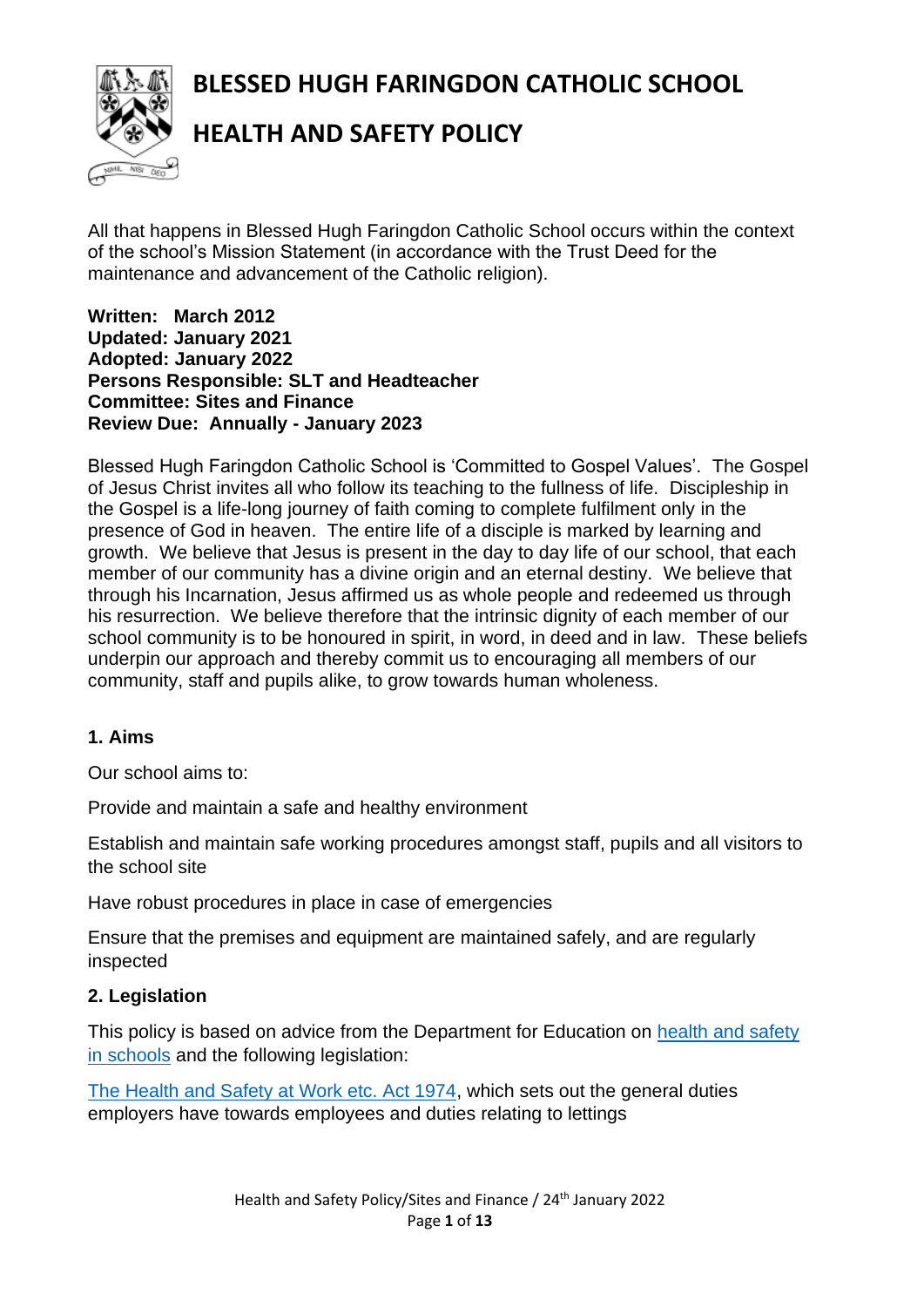# BLESSED HUGH FARINGDON CATHOLIC SCHOOL

# HEALTH AND SAFETY POLICY

All that happens in Blessed Hugh Faringdon Catholic School occurs within the context of the school's Mission Statement (in accordance with the Trust Deed for the maintenance and advancement of the Catholic religion).

**Written: March 2012**
**Updated: January 2021**
**Adopted: January 2022**
**Persons Responsible: SLT and Headteacher**
**Committee: Sites and Finance**
**Review Due: Annually - January 2023**

Blessed Hugh Faringdon Catholic School is 'Committed to Gospel Values'. The Gospel of Jesus Christ invites all who follow its teaching to the fullness of life. Discipleship in the Gospel is a life-long journey of faith coming to complete fulfilment only in the presence of God in heaven. The entire life of a disciple is marked by learning and growth. We believe that Jesus is present in the day to day life of our school, that each member of our community has a divine origin and an eternal destiny. We believe that through his Incarnation, Jesus affirmed us as whole people and redeemed us through his resurrection. We believe therefore that the intrinsic dignity of each member of our school community is to be honoured in spirit, in word, in deed and in law. These beliefs underpin our approach and thereby commit us to encouraging all members of our community, staff and pupils alike, to grow towards human wholeness.

## 1. Aims

Our school aims to:

Provide and maintain a safe and healthy environment

Establish and maintain safe working procedures amongst staff, pupils and all visitors to the school site

Have robust procedures in place in case of emergencies

Ensure that the premises and equipment are maintained safely, and are regularly inspected

## 2. Legislation

This policy is based on advice from the Department for Education on health and safety in schools and the following legislation:

The Health and Safety at Work etc. Act 1974, which sets out the general duties employers have towards employees and duties relating to lettings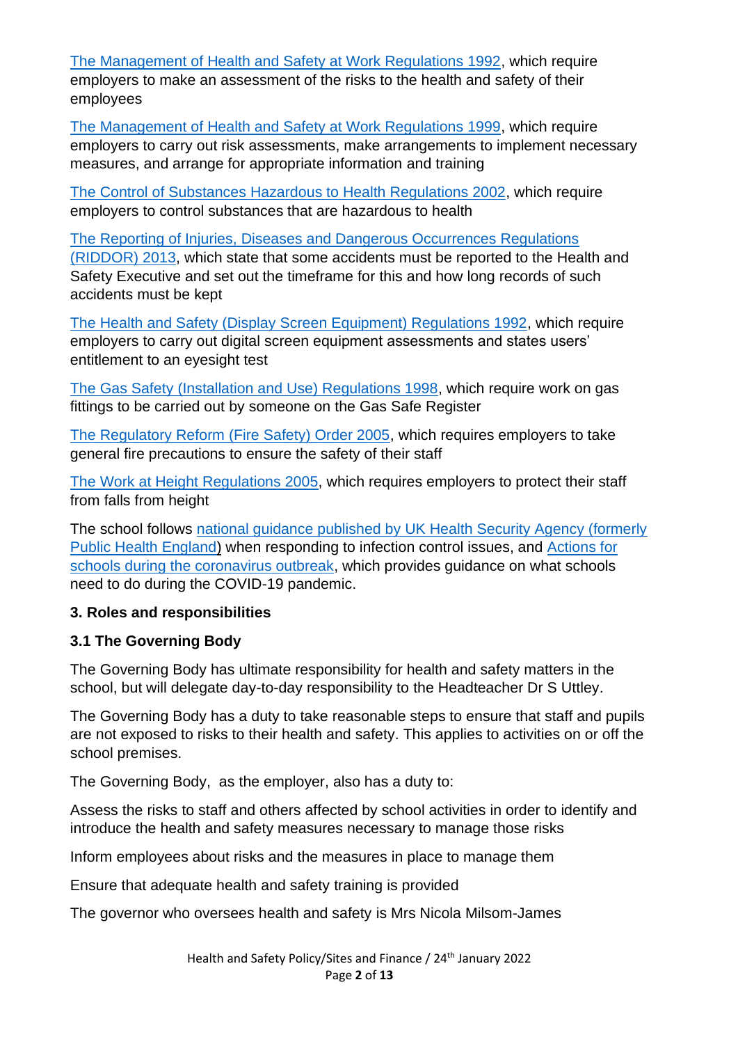The Management of Health and Safety at Work Regulations 1992, which require employers to make an assessment of the risks to the health and safety of their employees

The Management of Health and Safety at Work Regulations 1999, which require employers to carry out risk assessments, make arrangements to implement necessary measures, and arrange for appropriate information and training

The Control of Substances Hazardous to Health Regulations 2002, which require employers to control substances that are hazardous to health

The Reporting of Injuries, Diseases and Dangerous Occurrences Regulations (RIDDOR) 2013, which state that some accidents must be reported to the Health and Safety Executive and set out the timeframe for this and how long records of such accidents must be kept

The Health and Safety (Display Screen Equipment) Regulations 1992, which require employers to carry out digital screen equipment assessments and states users' entitlement to an eyesight test

The Gas Safety (Installation and Use) Regulations 1998, which require work on gas fittings to be carried out by someone on the Gas Safe Register

The Regulatory Reform (Fire Safety) Order 2005, which requires employers to take general fire precautions to ensure the safety of their staff

The Work at Height Regulations 2005, which requires employers to protect their staff from falls from height

The school follows national guidance published by UK Health Security Agency (formerly Public Health England) when responding to infection control issues, and Actions for schools during the coronavirus outbreak, which provides guidance on what schools need to do during the COVID-19 pandemic.

## 3. Roles and responsibilities

### 3.1 The Governing Body

The Governing Body has ultimate responsibility for health and safety matters in the school, but will delegate day-to-day responsibility to the Headteacher Dr S Uttley.

The Governing Body has a duty to take reasonable steps to ensure that staff and pupils are not exposed to risks to their health and safety. This applies to activities on or off the school premises.

The Governing Body, as the employer, also has a duty to:

Assess the risks to staff and others affected by school activities in order to identify and introduce the health and safety measures necessary to manage those risks

Inform employees about risks and the measures in place to manage them

Ensure that adequate health and safety training is provided

The governor who oversees health and safety is Mrs Nicola Milsom-James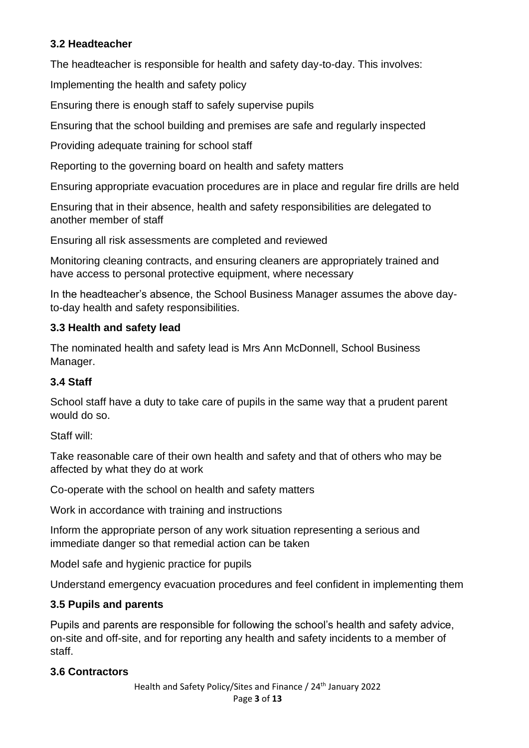### 3.2 Headteacher

The headteacher is responsible for health and safety day-to-day. This involves:

Implementing the health and safety policy

Ensuring there is enough staff to safely supervise pupils

Ensuring that the school building and premises are safe and regularly inspected

Providing adequate training for school staff

Reporting to the governing board on health and safety matters

Ensuring appropriate evacuation procedures are in place and regular fire drills are held

Ensuring that in their absence, health and safety responsibilities are delegated to another member of staff

Ensuring all risk assessments are completed and reviewed

Monitoring cleaning contracts, and ensuring cleaners are appropriately trained and have access to personal protective equipment, where necessary

In the headteacher's absence, the School Business Manager assumes the above day-to-day health and safety responsibilities.

### 3.3 Health and safety lead

The nominated health and safety lead is Mrs Ann McDonnell, School Business Manager.

### 3.4 Staff

School staff have a duty to take care of pupils in the same way that a prudent parent would do so.

Staff will:

Take reasonable care of their own health and safety and that of others who may be affected by what they do at work

Co-operate with the school on health and safety matters

Work in accordance with training and instructions

Inform the appropriate person of any work situation representing a serious and immediate danger so that remedial action can be taken

Model safe and hygienic practice for pupils

Understand emergency evacuation procedures and feel confident in implementing them

### 3.5 Pupils and parents

Pupils and parents are responsible for following the school's health and safety advice, on-site and off-site, and for reporting any health and safety incidents to a member of staff.

### 3.6 Contractors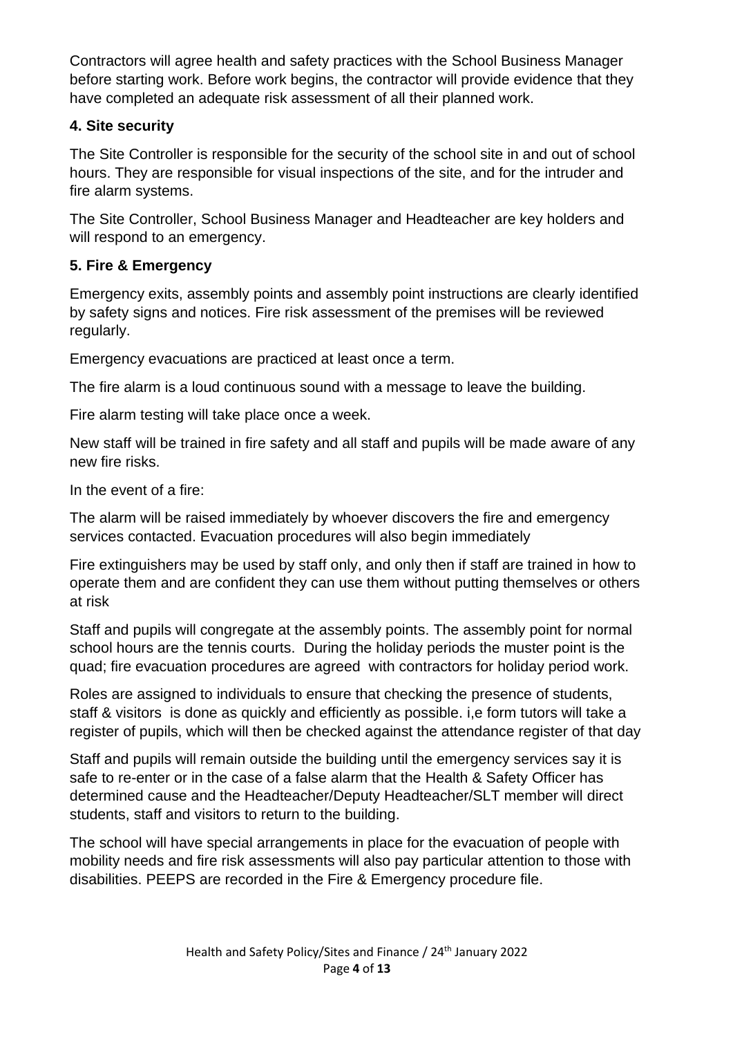Contractors will agree health and safety practices with the School Business Manager before starting work. Before work begins, the contractor will provide evidence that they have completed an adequate risk assessment of all their planned work.

### 4. Site security

The Site Controller is responsible for the security of the school site in and out of school hours. They are responsible for visual inspections of the site, and for the intruder and fire alarm systems.

The Site Controller, School Business Manager and Headteacher are key holders and will respond to an emergency.

### 5. Fire & Emergency

Emergency exits, assembly points and assembly point instructions are clearly identified by safety signs and notices. Fire risk assessment of the premises will be reviewed regularly.

Emergency evacuations are practiced at least once a term.

The fire alarm is a loud continuous sound with a message to leave the building.

Fire alarm testing will take place once a week.

New staff will be trained in fire safety and all staff and pupils will be made aware of any new fire risks.

In the event of a fire:

The alarm will be raised immediately by whoever discovers the fire and emergency services contacted. Evacuation procedures will also begin immediately

Fire extinguishers may be used by staff only, and only then if staff are trained in how to operate them and are confident they can use them without putting themselves or others at risk

Staff and pupils will congregate at the assembly points. The assembly point for normal school hours are the tennis courts. During the holiday periods the muster point is the quad; fire evacuation procedures are agreed with contractors for holiday period work.

Roles are assigned to individuals to ensure that checking the presence of students, staff & visitors is done as quickly and efficiently as possible. i,e form tutors will take a register of pupils, which will then be checked against the attendance register of that day

Staff and pupils will remain outside the building until the emergency services say it is safe to re-enter or in the case of a false alarm that the Health & Safety Officer has determined cause and the Headteacher/Deputy Headteacher/SLT member will direct students, staff and visitors to return to the building.

The school will have special arrangements in place for the evacuation of people with mobility needs and fire risk assessments will also pay particular attention to those with disabilities. PEEPS are recorded in the Fire & Emergency procedure file.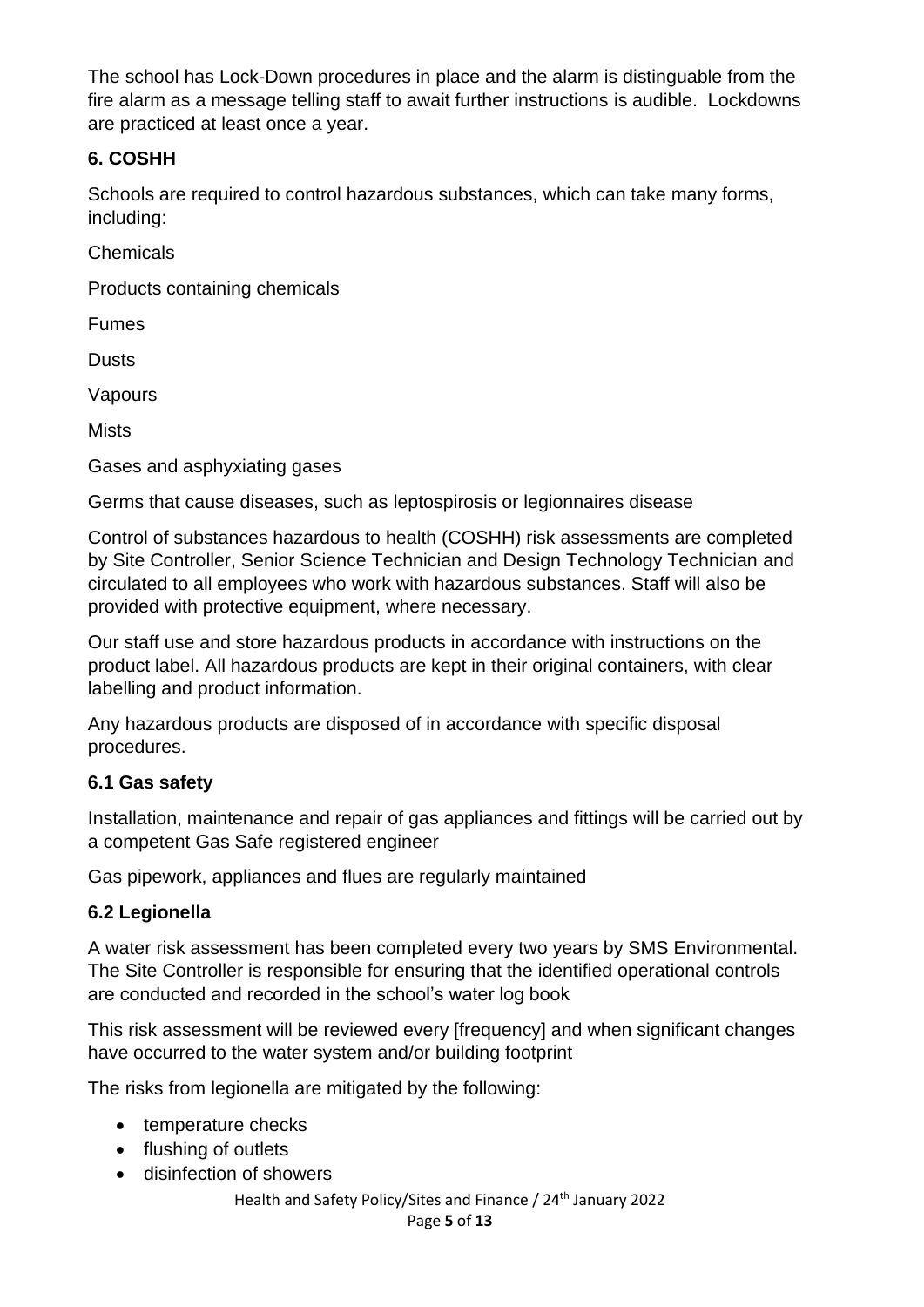The school has Lock-Down procedures in place and the alarm is distinguable from the fire alarm as a message telling staff to await further instructions is audible. Lockdowns are practiced at least once a year.

### 6. COSHH

Schools are required to control hazardous substances, which can take many forms, including:

Chemicals

Products containing chemicals

Fumes

Dusts

Vapours

Mists

Gases and asphyxiating gases

Germs that cause diseases, such as leptospirosis or legionnaires disease

Control of substances hazardous to health (COSHH) risk assessments are completed by Site Controller, Senior Science Technician and Design Technology Technician and circulated to all employees who work with hazardous substances. Staff will also be provided with protective equipment, where necessary.

Our staff use and store hazardous products in accordance with instructions on the product label. All hazardous products are kept in their original containers, with clear labelling and product information.

Any hazardous products are disposed of in accordance with specific disposal procedures.

### 6.1 Gas safety

Installation, maintenance and repair of gas appliances and fittings will be carried out by a competent Gas Safe registered engineer

Gas pipework, appliances and flues are regularly maintained

### 6.2 Legionella

A water risk assessment has been completed every two years by SMS Environmental. The Site Controller is responsible for ensuring that the identified operational controls are conducted and recorded in the school's water log book

This risk assessment will be reviewed every [frequency] and when significant changes have occurred to the water system and/or building footprint

The risks from legionella are mitigated by the following:

- temperature checks
- flushing of outlets
- disinfection of showers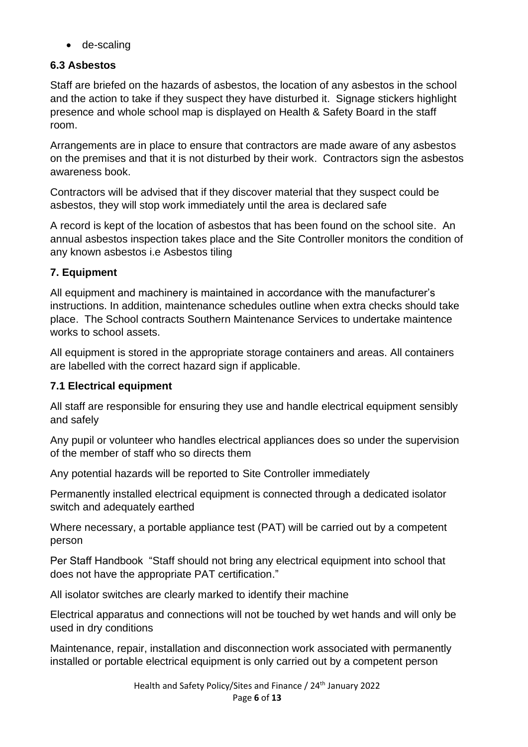- de-scaling

### 6.3 Asbestos

Staff are briefed on the hazards of asbestos, the location of any asbestos in the school and the action to take if they suspect they have disturbed it. Signage stickers highlight presence and whole school map is displayed on Health & Safety Board in the staff room.

Arrangements are in place to ensure that contractors are made aware of any asbestos on the premises and that it is not disturbed by their work. Contractors sign the asbestos awareness book.

Contractors will be advised that if they discover material that they suspect could be asbestos, they will stop work immediately until the area is declared safe

A record is kept of the location of asbestos that has been found on the school site. An annual asbestos inspection takes place and the Site Controller monitors the condition of any known asbestos i.e Asbestos tiling

## 7. Equipment

All equipment and machinery is maintained in accordance with the manufacturer's instructions. In addition, maintenance schedules outline when extra checks should take place. The School contracts Southern Maintenance Services to undertake maintence works to school assets.

All equipment is stored in the appropriate storage containers and areas. All containers are labelled with the correct hazard sign if applicable.

### 7.1 Electrical equipment

All staff are responsible for ensuring they use and handle electrical equipment sensibly and safely

Any pupil or volunteer who handles electrical appliances does so under the supervision of the member of staff who so directs them

Any potential hazards will be reported to Site Controller immediately

Permanently installed electrical equipment is connected through a dedicated isolator switch and adequately earthed

Where necessary, a portable appliance test (PAT) will be carried out by a competent person

Per Staff Handbook "Staff should not bring any electrical equipment into school that does not have the appropriate PAT certification."

All isolator switches are clearly marked to identify their machine

Electrical apparatus and connections will not be touched by wet hands and will only be used in dry conditions

Maintenance, repair, installation and disconnection work associated with permanently installed or portable electrical equipment is only carried out by a competent person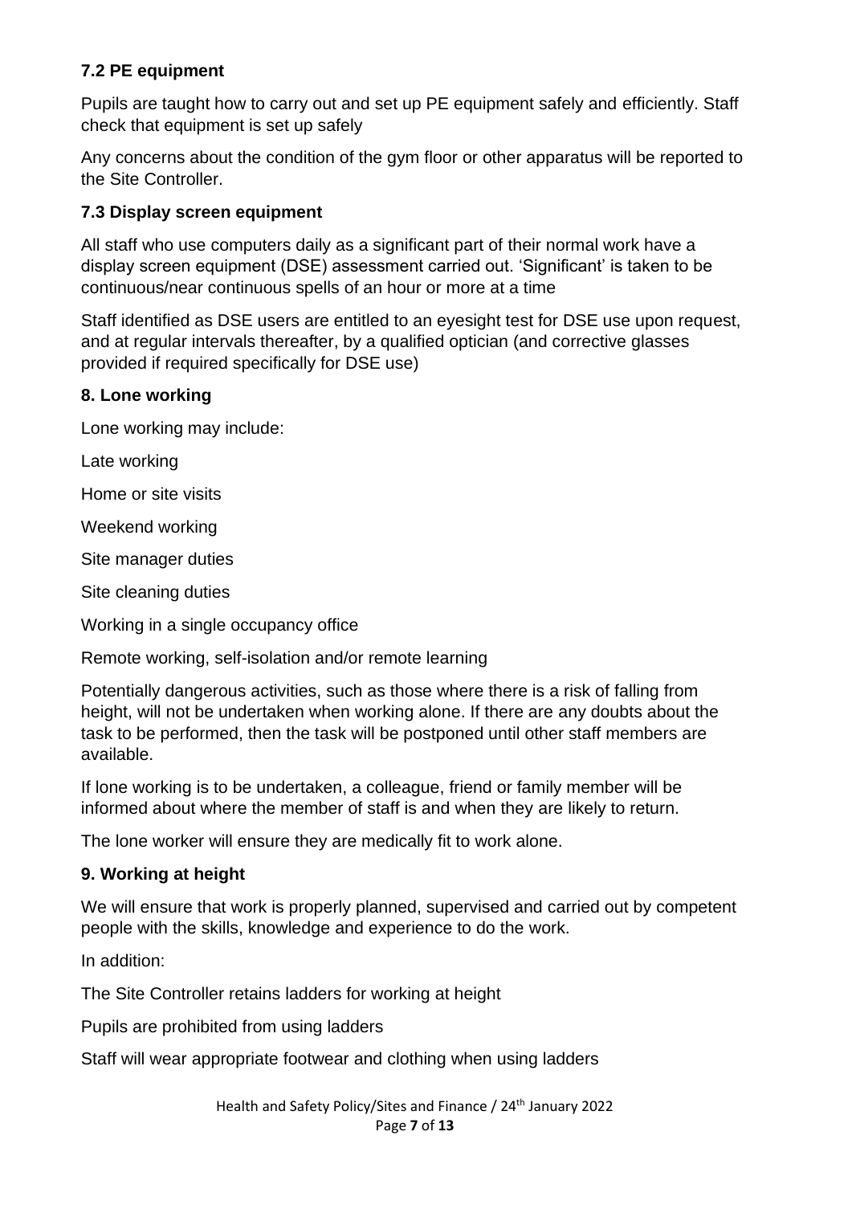### 7.2 PE equipment

Pupils are taught how to carry out and set up PE equipment safely and efficiently. Staff check that equipment is set up safely

Any concerns about the condition of the gym floor or other apparatus will be reported to the Site Controller.

### 7.3 Display screen equipment

All staff who use computers daily as a significant part of their normal work have a display screen equipment (DSE) assessment carried out. 'Significant' is taken to be continuous/near continuous spells of an hour or more at a time

Staff identified as DSE users are entitled to an eyesight test for DSE use upon request, and at regular intervals thereafter, by a qualified optician (and corrective glasses provided if required specifically for DSE use)

## 8. Lone working

Lone working may include:

Late working

Home or site visits

Weekend working

Site manager duties

Site cleaning duties

Working in a single occupancy office

Remote working, self-isolation and/or remote learning

Potentially dangerous activities, such as those where there is a risk of falling from height, will not be undertaken when working alone. If there are any doubts about the task to be performed, then the task will be postponed until other staff members are available.

If lone working is to be undertaken, a colleague, friend or family member will be informed about where the member of staff is and when they are likely to return.

The lone worker will ensure they are medically fit to work alone.

## 9. Working at height

We will ensure that work is properly planned, supervised and carried out by competent people with the skills, knowledge and experience to do the work.

In addition:

The Site Controller retains ladders for working at height

Pupils are prohibited from using ladders

Staff will wear appropriate footwear and clothing when using ladders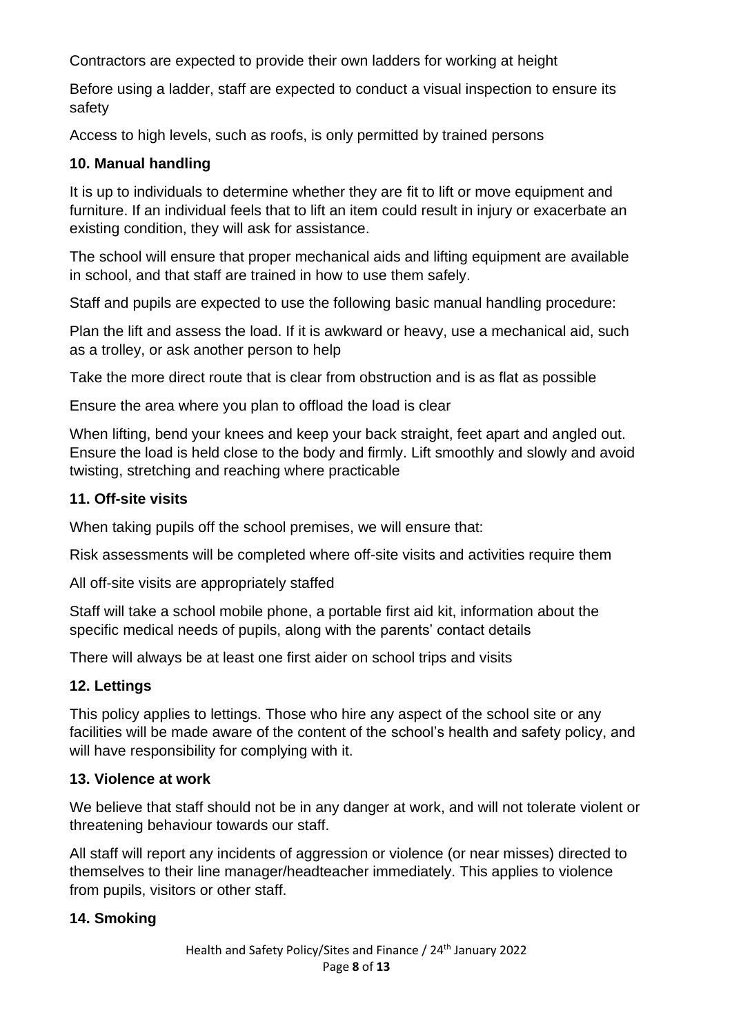Contractors are expected to provide their own ladders for working at height

Before using a ladder, staff are expected to conduct a visual inspection to ensure its safety

Access to high levels, such as roofs, is only permitted by trained persons

## 10. Manual handling

It is up to individuals to determine whether they are fit to lift or move equipment and furniture. If an individual feels that to lift an item could result in injury or exacerbate an existing condition, they will ask for assistance.

The school will ensure that proper mechanical aids and lifting equipment are available in school, and that staff are trained in how to use them safely.

Staff and pupils are expected to use the following basic manual handling procedure:

Plan the lift and assess the load. If it is awkward or heavy, use a mechanical aid, such as a trolley, or ask another person to help

Take the more direct route that is clear from obstruction and is as flat as possible

Ensure the area where you plan to offload the load is clear

When lifting, bend your knees and keep your back straight, feet apart and angled out. Ensure the load is held close to the body and firmly. Lift smoothly and slowly and avoid twisting, stretching and reaching where practicable

## 11. Off-site visits

When taking pupils off the school premises, we will ensure that:

Risk assessments will be completed where off-site visits and activities require them

All off-site visits are appropriately staffed

Staff will take a school mobile phone, a portable first aid kit, information about the specific medical needs of pupils, along with the parents' contact details

There will always be at least one first aider on school trips and visits

## 12. Lettings

This policy applies to lettings. Those who hire any aspect of the school site or any facilities will be made aware of the content of the school's health and safety policy, and will have responsibility for complying with it.

## 13. Violence at work

We believe that staff should not be in any danger at work, and will not tolerate violent or threatening behaviour towards our staff.

All staff will report any incidents of aggression or violence (or near misses) directed to themselves to their line manager/headteacher immediately. This applies to violence from pupils, visitors or other staff.

## 14. Smoking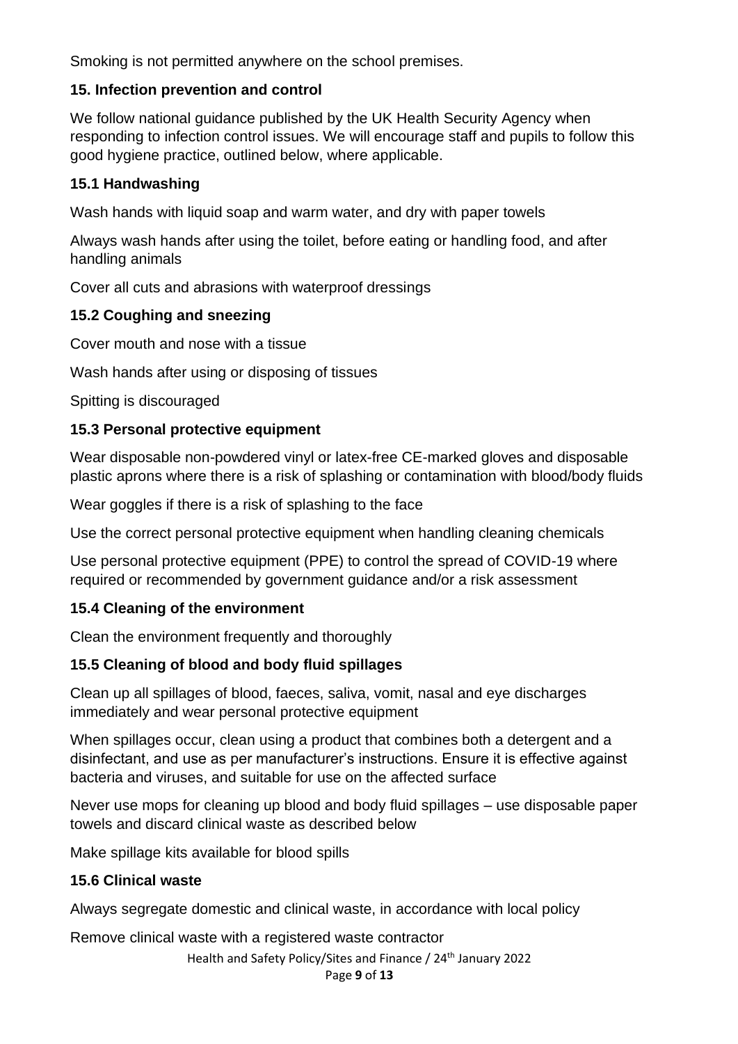Smoking is not permitted anywhere on the school premises.

## 15. Infection prevention and control

We follow national guidance published by the UK Health Security Agency when responding to infection control issues. We will encourage staff and pupils to follow this good hygiene practice, outlined below, where applicable.

### 15.1 Handwashing

Wash hands with liquid soap and warm water, and dry with paper towels

Always wash hands after using the toilet, before eating or handling food, and after handling animals

Cover all cuts and abrasions with waterproof dressings

### 15.2 Coughing and sneezing

Cover mouth and nose with a tissue

Wash hands after using or disposing of tissues

Spitting is discouraged

### 15.3 Personal protective equipment

Wear disposable non-powdered vinyl or latex-free CE-marked gloves and disposable plastic aprons where there is a risk of splashing or contamination with blood/body fluids

Wear goggles if there is a risk of splashing to the face

Use the correct personal protective equipment when handling cleaning chemicals

Use personal protective equipment (PPE) to control the spread of COVID-19 where required or recommended by government guidance and/or a risk assessment

### 15.4 Cleaning of the environment

Clean the environment frequently and thoroughly

### 15.5 Cleaning of blood and body fluid spillages

Clean up all spillages of blood, faeces, saliva, vomit, nasal and eye discharges immediately and wear personal protective equipment

When spillages occur, clean using a product that combines both a detergent and a disinfectant, and use as per manufacturer's instructions. Ensure it is effective against bacteria and viruses, and suitable for use on the affected surface

Never use mops for cleaning up blood and body fluid spillages – use disposable paper towels and discard clinical waste as described below

Make spillage kits available for blood spills

### 15.6 Clinical waste

Always segregate domestic and clinical waste, in accordance with local policy

Remove clinical waste with a registered waste contractor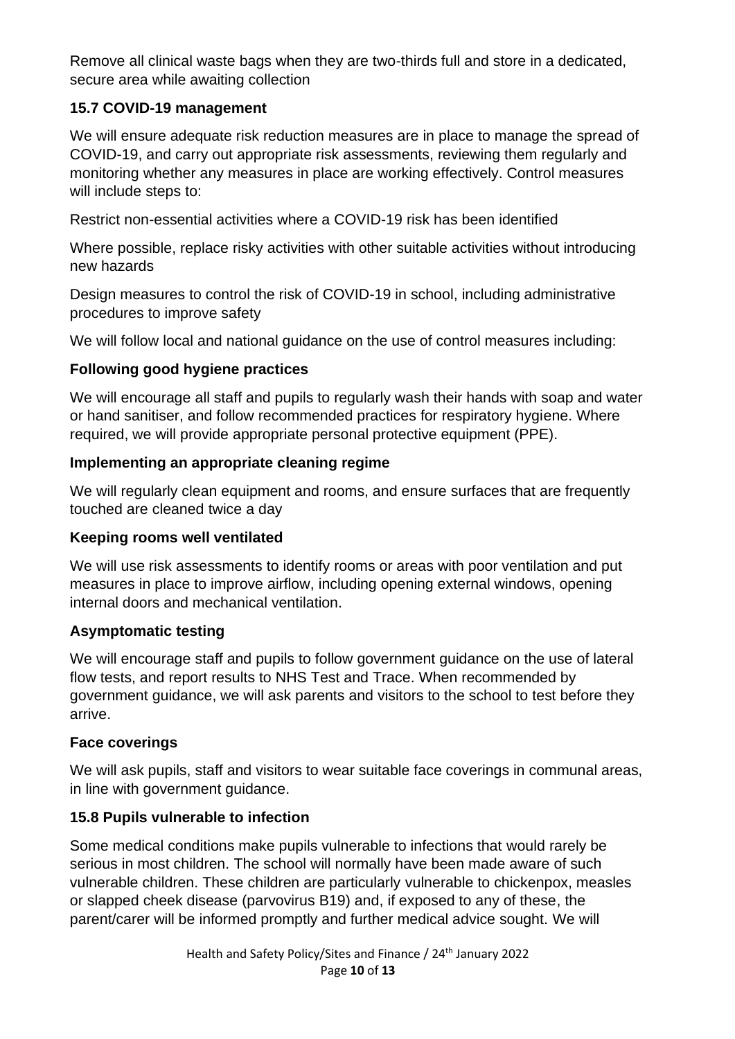Remove all clinical waste bags when they are two-thirds full and store in a dedicated, secure area while awaiting collection

### 15.7 COVID-19 management

We will ensure adequate risk reduction measures are in place to manage the spread of COVID-19, and carry out appropriate risk assessments, reviewing them regularly and monitoring whether any measures in place are working effectively. Control measures will include steps to:

Restrict non-essential activities where a COVID-19 risk has been identified

Where possible, replace risky activities with other suitable activities without introducing new hazards

Design measures to control the risk of COVID-19 in school, including administrative procedures to improve safety

We will follow local and national guidance on the use of control measures including:

**Following good hygiene practices**

We will encourage all staff and pupils to regularly wash their hands with soap and water or hand sanitiser, and follow recommended practices for respiratory hygiene. Where required, we will provide appropriate personal protective equipment (PPE).

**Implementing an appropriate cleaning regime**

We will regularly clean equipment and rooms, and ensure surfaces that are frequently touched are cleaned twice a day

**Keeping rooms well ventilated**

We will use risk assessments to identify rooms or areas with poor ventilation and put measures in place to improve airflow, including opening external windows, opening internal doors and mechanical ventilation.

**Asymptomatic testing**

We will encourage staff and pupils to follow government guidance on the use of lateral flow tests, and report results to NHS Test and Trace. When recommended by government guidance, we will ask parents and visitors to the school to test before they arrive.

**Face coverings**

We will ask pupils, staff and visitors to wear suitable face coverings in communal areas, in line with government guidance.

### 15.8 Pupils vulnerable to infection

Some medical conditions make pupils vulnerable to infections that would rarely be serious in most children. The school will normally have been made aware of such vulnerable children. These children are particularly vulnerable to chickenpox, measles or slapped cheek disease (parvovirus B19) and, if exposed to any of these, the parent/carer will be informed promptly and further medical advice sought. We will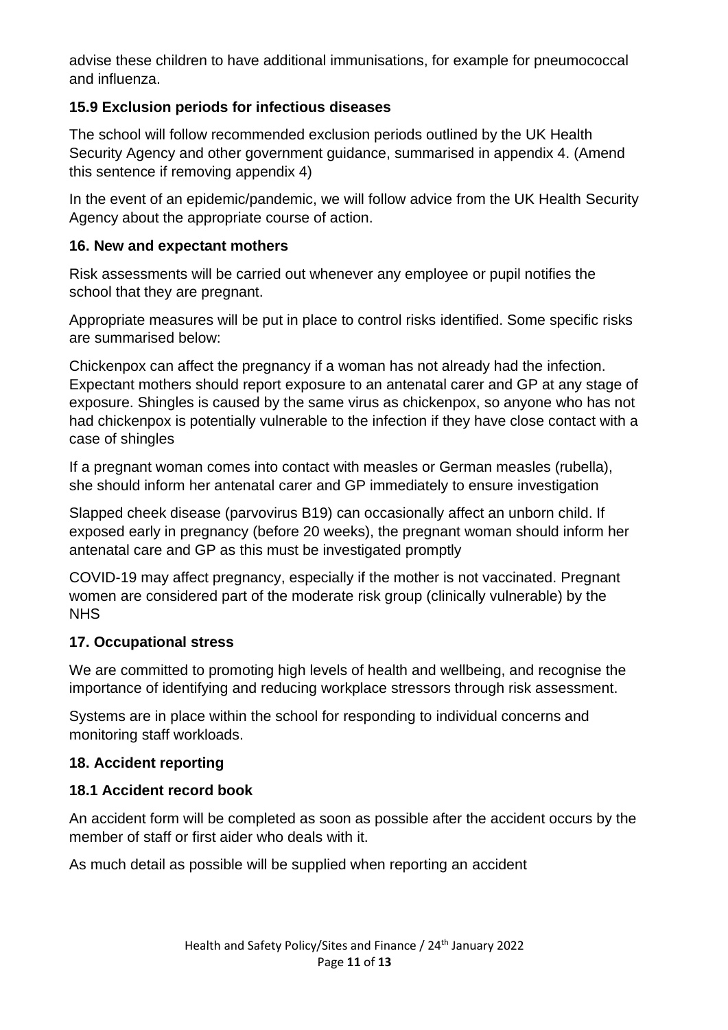advise these children to have additional immunisations, for example for pneumococcal and influenza.

### 15.9 Exclusion periods for infectious diseases

The school will follow recommended exclusion periods outlined by the UK Health Security Agency and other government guidance, summarised in appendix 4. (Amend this sentence if removing appendix 4)

In the event of an epidemic/pandemic, we will follow advice from the UK Health Security Agency about the appropriate course of action.

## 16. New and expectant mothers

Risk assessments will be carried out whenever any employee or pupil notifies the school that they are pregnant.

Appropriate measures will be put in place to control risks identified. Some specific risks are summarised below:

Chickenpox can affect the pregnancy if a woman has not already had the infection. Expectant mothers should report exposure to an antenatal carer and GP at any stage of exposure. Shingles is caused by the same virus as chickenpox, so anyone who has not had chickenpox is potentially vulnerable to the infection if they have close contact with a case of shingles

If a pregnant woman comes into contact with measles or German measles (rubella), she should inform her antenatal carer and GP immediately to ensure investigation

Slapped cheek disease (parvovirus B19) can occasionally affect an unborn child. If exposed early in pregnancy (before 20 weeks), the pregnant woman should inform her antenatal care and GP as this must be investigated promptly

COVID-19 may affect pregnancy, especially if the mother is not vaccinated. Pregnant women are considered part of the moderate risk group (clinically vulnerable) by the NHS

## 17. Occupational stress

We are committed to promoting high levels of health and wellbeing, and recognise the importance of identifying and reducing workplace stressors through risk assessment.

Systems are in place within the school for responding to individual concerns and monitoring staff workloads.

## 18. Accident reporting

### 18.1 Accident record book

An accident form will be completed as soon as possible after the accident occurs by the member of staff or first aider who deals with it.

As much detail as possible will be supplied when reporting an accident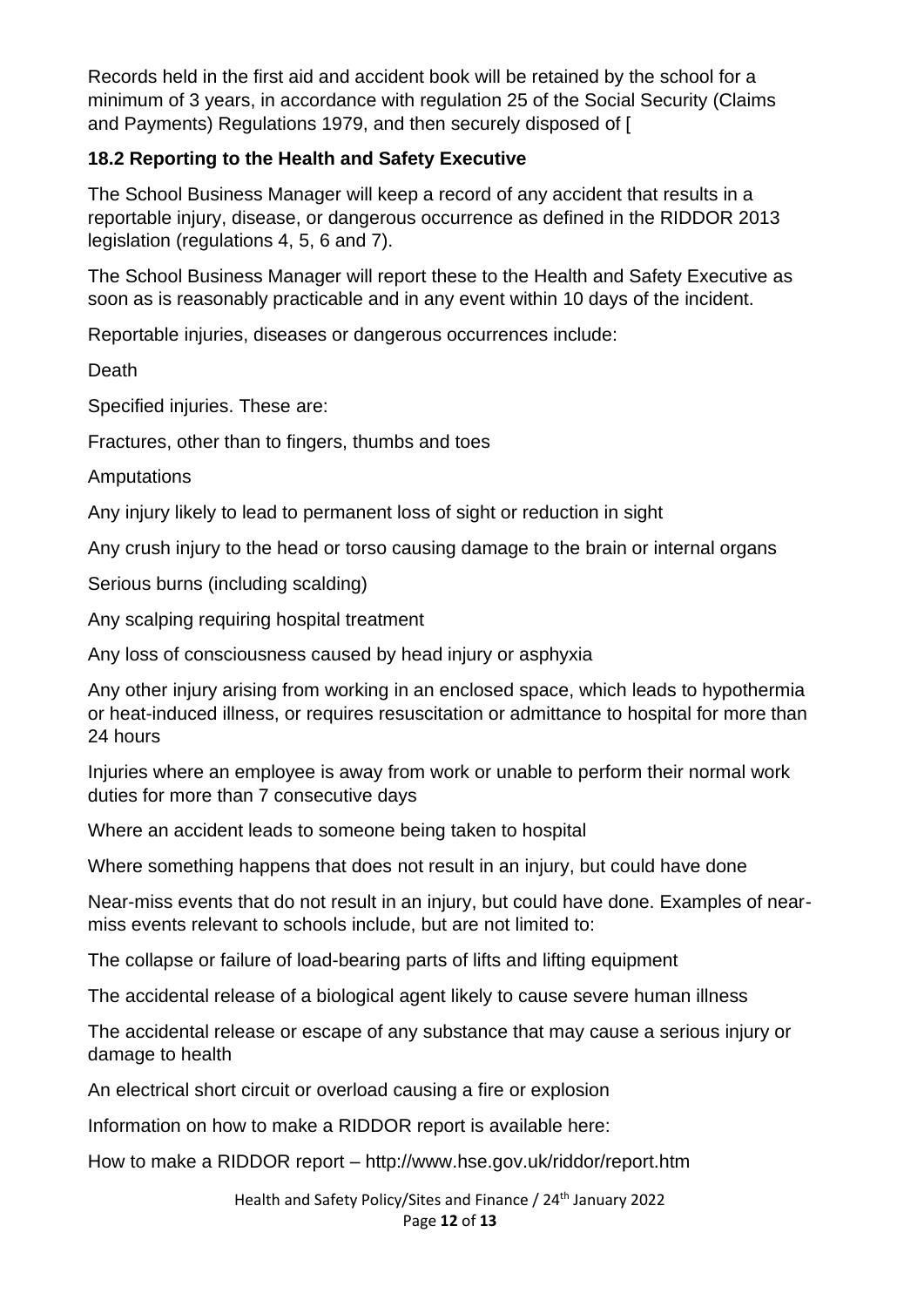Records held in the first aid and accident book will be retained by the school for a minimum of 3 years, in accordance with regulation 25 of the Social Security (Claims and Payments) Regulations 1979, and then securely disposed of [

### 18.2 Reporting to the Health and Safety Executive

The School Business Manager will keep a record of any accident that results in a reportable injury, disease, or dangerous occurrence as defined in the RIDDOR 2013 legislation (regulations 4, 5, 6 and 7).

The School Business Manager will report these to the Health and Safety Executive as soon as is reasonably practicable and in any event within 10 days of the incident.

Reportable injuries, diseases or dangerous occurrences include:

Death

Specified injuries. These are:

Fractures, other than to fingers, thumbs and toes

Amputations

Any injury likely to lead to permanent loss of sight or reduction in sight

Any crush injury to the head or torso causing damage to the brain or internal organs

Serious burns (including scalding)

Any scalping requiring hospital treatment

Any loss of consciousness caused by head injury or asphyxia

Any other injury arising from working in an enclosed space, which leads to hypothermia or heat-induced illness, or requires resuscitation or admittance to hospital for more than 24 hours

Injuries where an employee is away from work or unable to perform their normal work duties for more than 7 consecutive days

Where an accident leads to someone being taken to hospital

Where something happens that does not result in an injury, but could have done

Near-miss events that do not result in an injury, but could have done. Examples of near-miss events relevant to schools include, but are not limited to:

The collapse or failure of load-bearing parts of lifts and lifting equipment

The accidental release of a biological agent likely to cause severe human illness

The accidental release or escape of any substance that may cause a serious injury or damage to health

An electrical short circuit or overload causing a fire or explosion

Information on how to make a RIDDOR report is available here:

How to make a RIDDOR report – http://www.hse.gov.uk/riddor/report.htm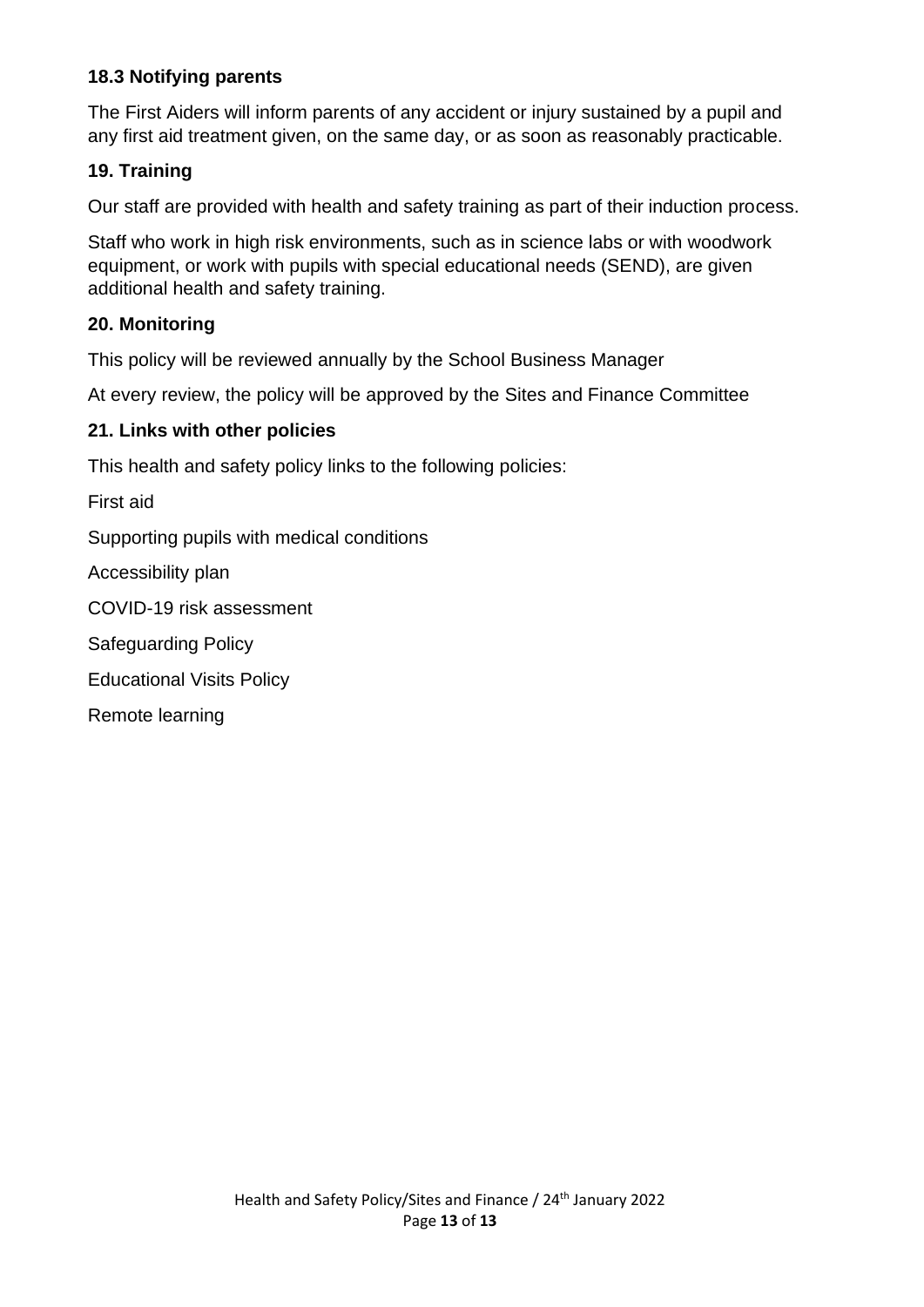### 18.3 Notifying parents

The First Aiders will inform parents of any accident or injury sustained by a pupil and any first aid treatment given, on the same day, or as soon as reasonably practicable.

## 19. Training

Our staff are provided with health and safety training as part of their induction process.

Staff who work in high risk environments, such as in science labs or with woodwork equipment, or work with pupils with special educational needs (SEND), are given additional health and safety training.

## 20. Monitoring

This policy will be reviewed annually by the School Business Manager

At every review, the policy will be approved by the Sites and Finance Committee

## 21. Links with other policies

This health and safety policy links to the following policies:

First aid

Supporting pupils with medical conditions

Accessibility plan

COVID-19 risk assessment

Safeguarding Policy

Educational Visits Policy

Remote learning